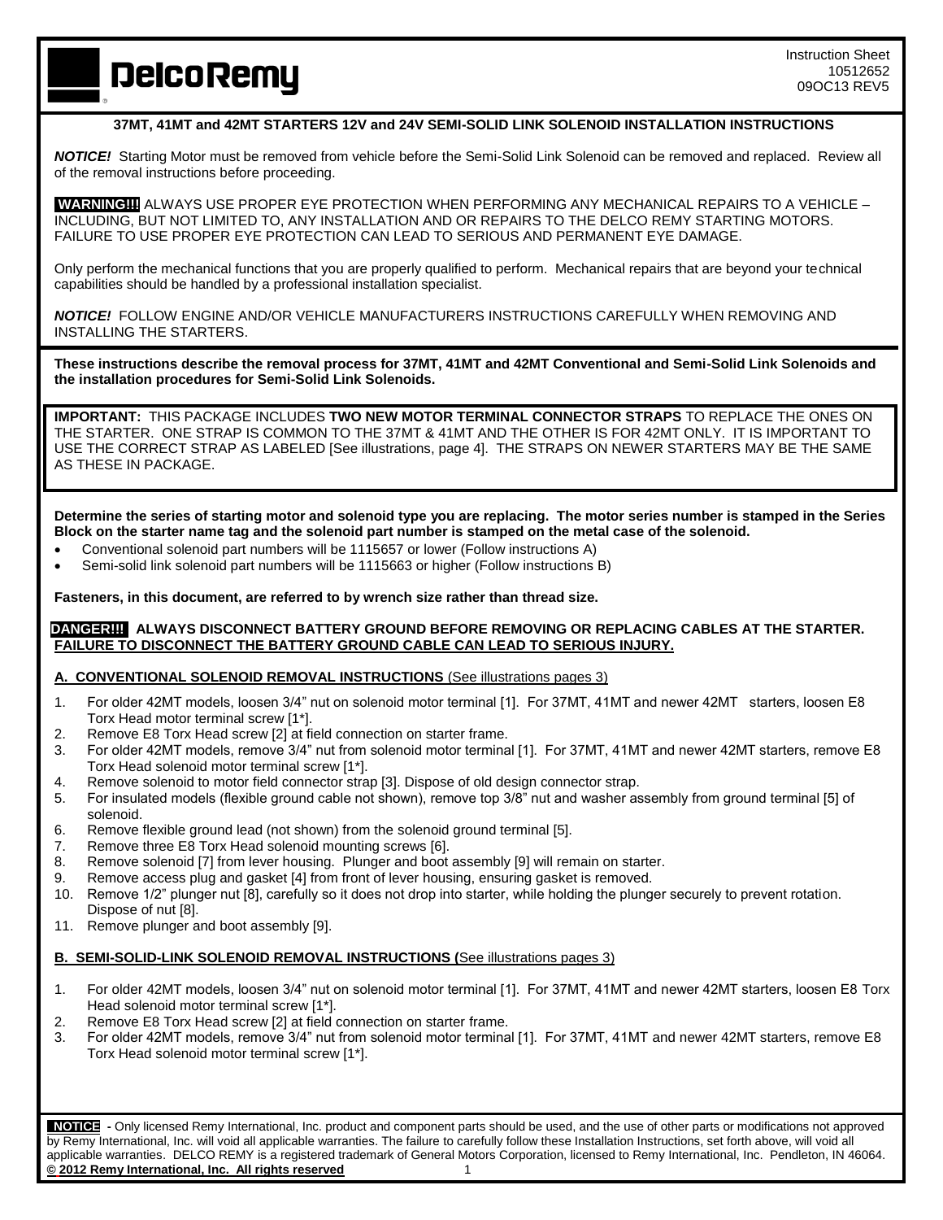DelcoRemy

Instruction Sheet
10512652
09OC13 REV5

**37MT, 41MT and 42MT STARTERS 12V and 24V SEMI-SOLID LINK SOLENOID INSTALLATION INSTRUCTIONS**

***NOTICE!*** Starting Motor must be removed from vehicle before the Semi-Solid Link Solenoid can be removed and replaced. Review all of the removal instructions before proceeding.

**WARNING!!!** ALWAYS USE PROPER EYE PROTECTION WHEN PERFORMING ANY MECHANICAL REPAIRS TO A VEHICLE – INCLUDING, BUT NOT LIMITED TO, ANY INSTALLATION AND OR REPAIRS TO THE DELCO REMY STARTING MOTORS. FAILURE TO USE PROPER EYE PROTECTION CAN LEAD TO SERIOUS AND PERMANENT EYE DAMAGE.

Only perform the mechanical functions that you are properly qualified to perform. Mechanical repairs that are beyond your technical capabilities should be handled by a professional installation specialist.

***NOTICE!*** FOLLOW ENGINE AND/OR VEHICLE MANUFACTURERS INSTRUCTIONS CAREFULLY WHEN REMOVING AND INSTALLING THE STARTERS.

**These instructions describe the removal process for 37MT, 41MT and 42MT Conventional and Semi-Solid Link Solenoids and the installation procedures for Semi-Solid Link Solenoids.**

**IMPORTANT:** THIS PACKAGE INCLUDES **TWO NEW MOTOR TERMINAL CONNECTOR STRAPS** TO REPLACE THE ONES ON THE STARTER. ONE STRAP IS COMMON TO THE 37MT & 41MT AND THE OTHER IS FOR 42MT ONLY. IT IS IMPORTANT TO USE THE CORRECT STRAP AS LABELED [See illustrations, page 4]. THE STRAPS ON NEWER STARTERS MAY BE THE SAME AS THESE IN PACKAGE.

**Determine the series of starting motor and solenoid type you are replacing. The motor series number is stamped in the Series Block on the starter name tag and the solenoid part number is stamped on the metal case of the solenoid.**

- Conventional solenoid part numbers will be 1115657 or lower (Follow instructions A)
- Semi-solid link solenoid part numbers will be 1115663 or higher (Follow instructions B)

**Fasteners, in this document, are referred to by wrench size rather than thread size.**

**DANGER!!! ALWAYS DISCONNECT BATTERY GROUND BEFORE REMOVING OR REPLACING CABLES AT THE STARTER. <u>FAILURE TO DISCONNECT THE BATTERY GROUND CABLE CAN LEAD TO SERIOUS INJURY.</u>**

## <u>A. CONVENTIONAL SOLENOID REMOVAL INSTRUCTIONS</u> <u>(See illustrations pages 3)</u>

1. For older 42MT models, loosen 3/4" nut on solenoid motor terminal [1]. For 37MT, 41MT and newer 42MT starters, loosen E8 Torx Head motor terminal screw [1*].
2. Remove E8 Torx Head screw [2] at field connection on starter frame.
3. For older 42MT models, remove 3/4" nut from solenoid motor terminal [1]. For 37MT, 41MT and newer 42MT starters, remove E8 Torx Head solenoid motor terminal screw [1*].
4. Remove solenoid to motor field connector strap [3]. Dispose of old design connector strap.
5. For insulated models (flexible ground cable not shown), remove top 3/8" nut and washer assembly from ground terminal [5] of solenoid.
6. Remove flexible ground lead (not shown) from the solenoid ground terminal [5].
7. Remove three E8 Torx Head solenoid mounting screws [6].
8. Remove solenoid [7] from lever housing. Plunger and boot assembly [9] will remain on starter.
9. Remove access plug and gasket [4] from front of lever housing, ensuring gasket is removed.
10. Remove 1/2" plunger nut [8], carefully so it does not drop into starter, while holding the plunger securely to prevent rotation. Dispose of nut [8].
11. Remove plunger and boot assembly [9].

## <u>B. SEMI-SOLID-LINK SOLENOID REMOVAL INSTRUCTIONS (See illustrations pages 3)</u>

1. For older 42MT models, loosen 3/4" nut on solenoid motor terminal [1]. For 37MT, 41MT and newer 42MT starters, loosen E8 Torx Head solenoid motor terminal screw [1*].
2. Remove E8 Torx Head screw [2] at field connection on starter frame.
3. For older 42MT models, remove 3/4" nut from solenoid motor terminal [1]. For 37MT, 41MT and newer 42MT starters, remove E8 Torx Head solenoid motor terminal screw [1*].

**NOTICE** - Only licensed Remy International, Inc. product and component parts should be used, and the use of other parts or modifications not approved by Remy International, Inc. will void all applicable warranties. The failure to carefully follow these Installation Instructions, set forth above, will void all applicable warranties. DELCO REMY is a registered trademark of General Motors Corporation, licensed to Remy International, Inc. Pendleton, IN 46064.
**<u>© 2012 Remy International, Inc. All rights reserved</u>**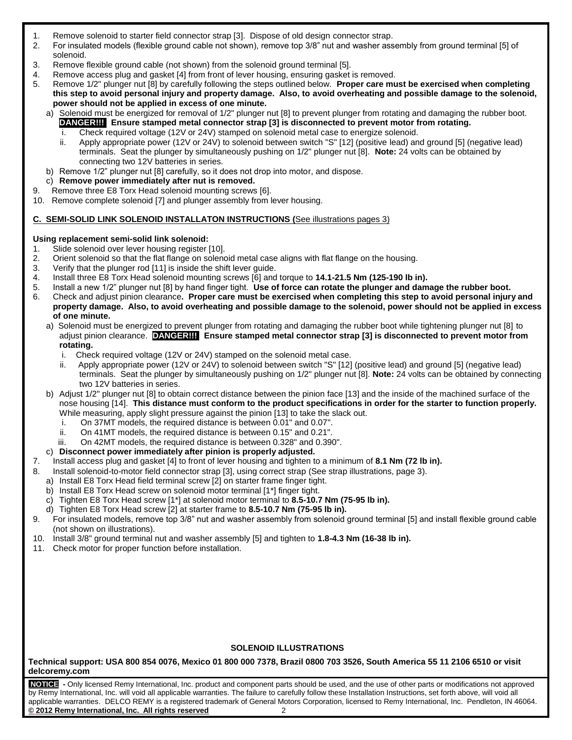1. Remove solenoid to starter field connector strap [3]. Dispose of old design connector strap.
2. For insulated models (flexible ground cable not shown), remove top 3/8" nut and washer assembly from ground terminal [5] of solenoid.
3. Remove flexible ground cable (not shown) from the solenoid ground terminal [5].
4. Remove access plug and gasket [4] from front of lever housing, ensuring gasket is removed.
5. Remove 1/2" plunger nut [8] by carefully following the steps outlined below. **Proper care must be exercised when completing this step to avoid personal injury and property damage. Also, to avoid overheating and possible damage to the solenoid, power should not be applied in excess of one minute.**
   a) Solenoid must be energized for removal of 1/2" plunger nut [8] to prevent plunger from rotating and damaging the rubber boot. **DANGER!!! Ensure stamped metal connector strap [3] is disconnected to prevent motor from rotating.**
      i. Check required voltage (12V or 24V) stamped on solenoid metal case to energize solenoid.
      ii. Apply appropriate power (12V or 24V) to solenoid between switch "S" [12] (positive lead) and ground [5] (negative lead) terminals. Seat the plunger by simultaneously pushing on 1/2" plunger nut [8]. **Note:** 24 volts can be obtained by connecting two 12V batteries in series.
   b) Remove 1/2" plunger nut [8] carefully, so it does not drop into motor, and dispose.
   c) **Remove power immediately after nut is removed.**
9. Remove three E8 Torx Head solenoid mounting screws [6].
10. Remove complete solenoid [7] and plunger assembly from lever housing.

**C. SEMI-SOLID LINK SOLENOID INSTALLATON INSTRUCTIONS (**See illustrations pages 3)

**Using replacement semi-solid link solenoid:**

1. Slide solenoid over lever housing register [10].
2. Orient solenoid so that the flat flange on solenoid metal case aligns with flat flange on the housing.
3. Verify that the plunger rod [11] is inside the shift lever guide.
4. Install three E8 Torx Head solenoid mounting screws [6] and torque to **14.1-21.5 Nm (125-190 lb in).**
5. Install a new 1/2" plunger nut [8] by hand finger tight. **Use of force can rotate the plunger and damage the rubber boot.**
6. Check and adjust pinion clearance**. Proper care must be exercised when completing this step to avoid personal injury and property damage. Also, to avoid overheating and possible damage to the solenoid, power should not be applied in excess of one minute.**
   a) Solenoid must be energized to prevent plunger from rotating and damaging the rubber boot while tightening plunger nut [8] to adjust pinion clearance. **DANGER!!! Ensure stamped metal connector strap [3] is disconnected to prevent motor from rotating.**
      i. Check required voltage (12V or 24V) stamped on the solenoid metal case.
      ii. Apply appropriate power (12V or 24V) to solenoid between switch "S" [12] (positive lead) and ground [5] (negative lead) terminals. Seat the plunger by simultaneously pushing on 1/2" plunger nut [8]. **Note:** 24 volts can be obtained by connecting two 12V batteries in series.
   b) Adjust 1/2" plunger nut [8] to obtain correct distance between the pinion face [13] and the inside of the machined surface of the nose housing [14]. **This distance must conform to the product specifications in order for the starter to function properly.** While measuring, apply slight pressure against the pinion [13] to take the slack out.
      i. On 37MT models, the required distance is between 0.01" and 0.07".
      ii. On 41MT models, the required distance is between 0.15" and 0.21".
      iii. On 42MT models, the required distance is between 0.328" and 0.390".
   c) **Disconnect power immediately after pinion is properly adjusted.**
7. Install access plug and gasket [4] to front of lever housing and tighten to a minimum of **8.1 Nm (72 lb in).**
8. Install solenoid-to-motor field connector strap [3], using correct strap (See strap illustrations, page 3).
   a) Install E8 Torx Head field terminal screw [2] on starter frame finger tight.
   b) Install E8 Torx Head screw on solenoid motor terminal [1*] finger tight.
   c) Tighten E8 Torx Head screw [1*] at solenoid motor terminal to **8.5-10.7 Nm (75-95 lb in).**
   d) Tighten E8 Torx Head screw [2] at starter frame to **8.5-10.7 Nm (75-95 lb in).**
9. For insulated models, remove top 3/8" nut and washer assembly from solenoid ground terminal [5] and install flexible ground cable (not shown on illustrations).
10. Install 3/8" ground terminal nut and washer assembly [5] and tighten to **1.8-4.3 Nm (16-38 lb in).**
11. Check motor for proper function before installation.

**SOLENOID ILLUSTRATIONS**

**Technical support: USA 800 854 0076, Mexico 01 800 000 7378, Brazil 0800 703 3526, South America 55 11 2106 6510 or visit delcoremy.com**

**NOTICE -** Only licensed Remy International, Inc. product and component parts should be used, and the use of other parts or modifications not approved by Remy International, Inc. will void all applicable warranties. The failure to carefully follow these Installation Instructions, set forth above, will void all applicable warranties. DELCO REMY is a registered trademark of General Motors Corporation, licensed to Remy International, Inc. Pendleton, IN 46064. **© 2012 Remy International, Inc. All rights reserved**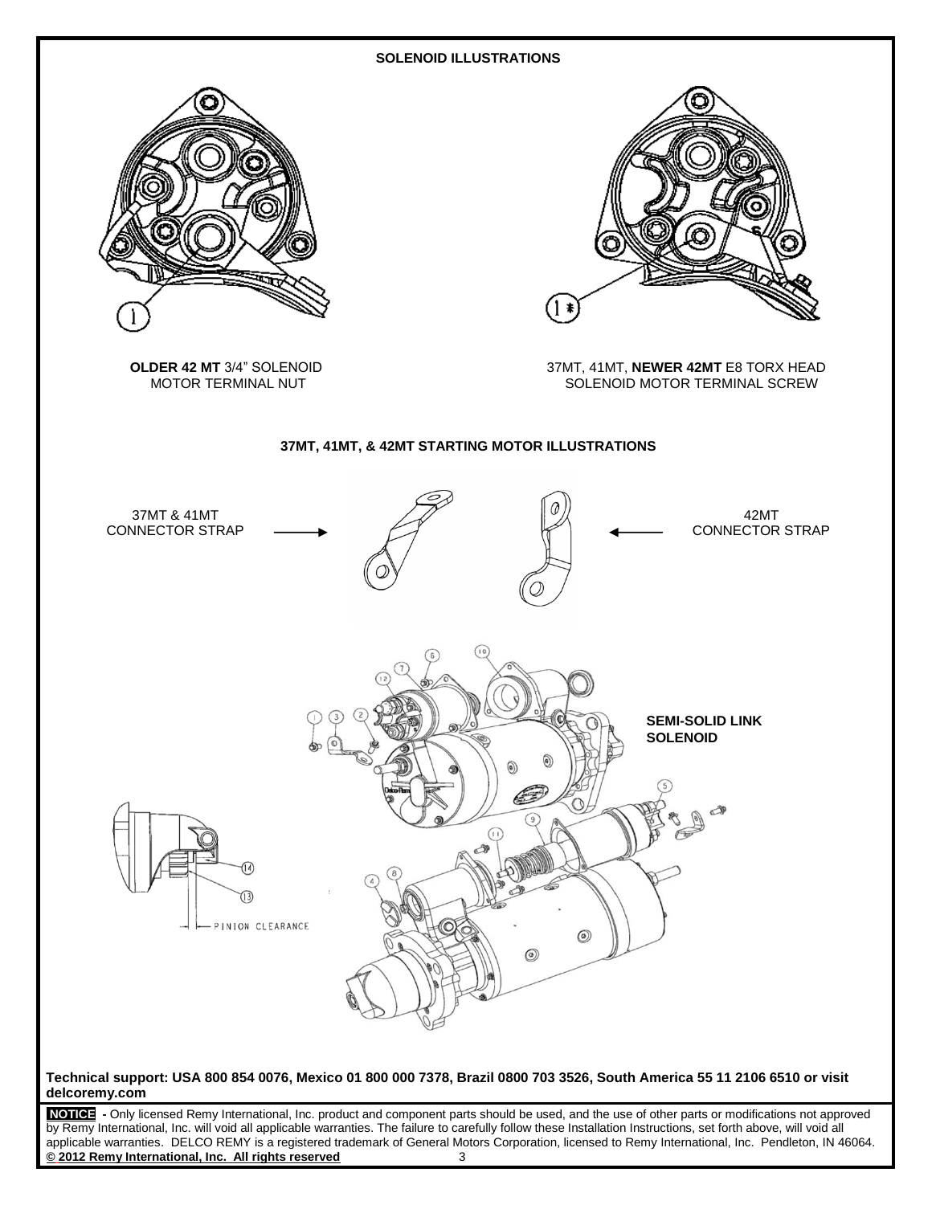## SOLENOID ILLUSTRATIONS

**OLDER 42 MT** 3/4" SOLENOID MOTOR TERMINAL NUT

37MT, 41MT, **NEWER 42MT** E8 TORX HEAD SOLENOID MOTOR TERMINAL SCREW

## 37MT, 41MT, & 42MT STARTING MOTOR ILLUSTRATIONS

37MT & 41MT CONNECTOR STRAP

42MT CONNECTOR STRAP

**SEMI-SOLID LINK SOLENOID**

PINION CLEARANCE

**Technical support: USA 800 854 0076, Mexico 01 800 000 7378, Brazil 0800 703 3526, South America 55 11 2106 6510 or visit delcoremy.com**

**NOTICE** - Only licensed Remy International, Inc. product and component parts should be used, and the use of other parts or modifications not approved by Remy International, Inc. will void all applicable warranties. The failure to carefully follow these Installation Instructions, set forth above, will void all applicable warranties. DELCO REMY is a registered trademark of General Motors Corporation, licensed to Remy International, Inc. Pendleton, IN 46064.

**© 2012 Remy International, Inc. All rights reserved**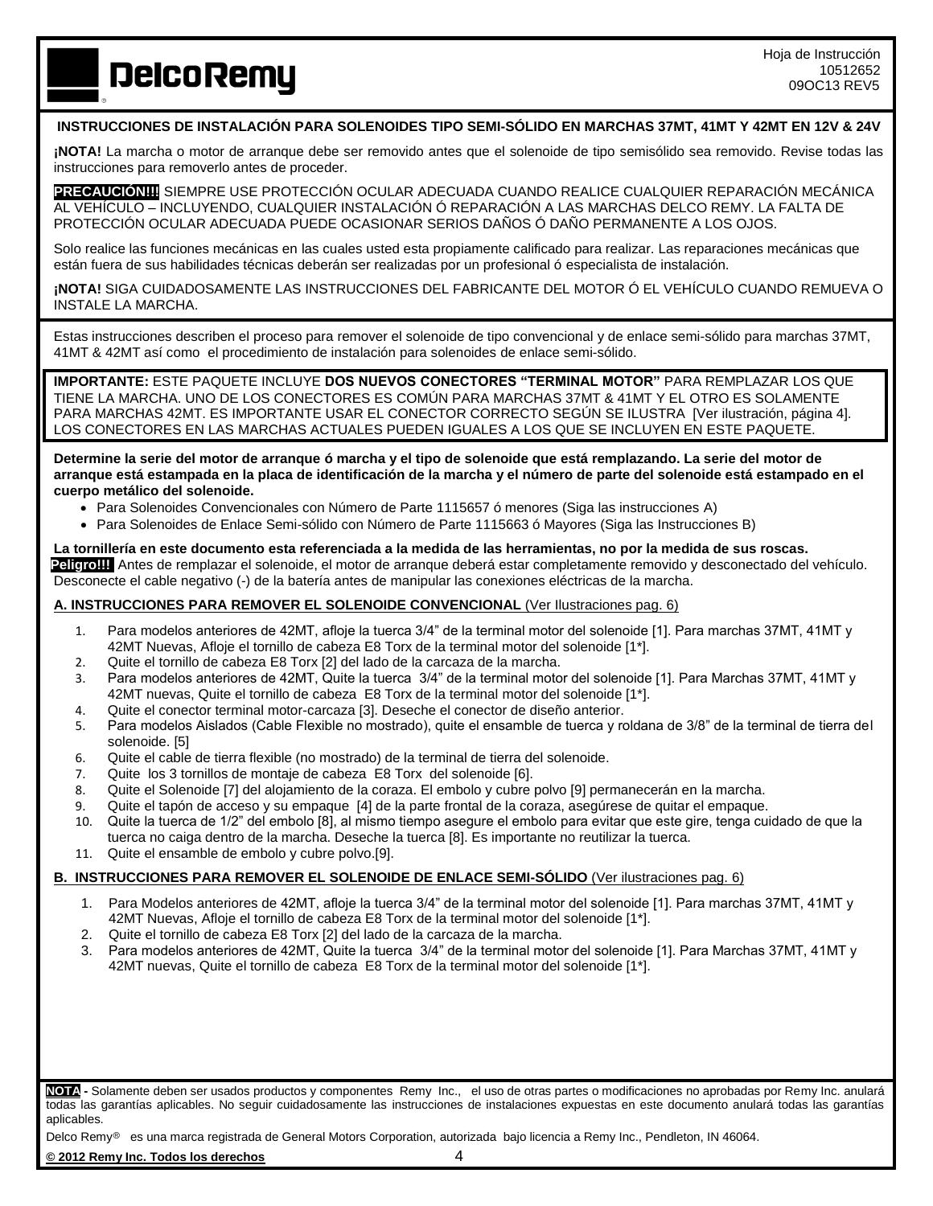Hoja de Instrucción
10512652
09OC13 REV5

**INSTRUCCIONES DE INSTALACIÓN PARA SOLENOIDES TIPO SEMI-SÓLIDO EN MARCHAS 37MT, 41MT Y 42MT EN 12V & 24V**

**¡NOTA!** La marcha o motor de arranque debe ser removido antes que el solenoide de tipo semisólido sea removido. Revise todas las instrucciones para removerlo antes de proceder.

**PRECAUCIÓN!!!** SIEMPRE USE PROTECCIÓN OCULAR ADECUADA CUANDO REALICE CUALQUIER REPARACIÓN MECÁNICA AL VEHÍCULO – INCLUYENDO, CUALQUIER INSTALACIÓN Ó REPARACIÓN A LAS MARCHAS DELCO REMY. LA FALTA DE PROTECCIÓN OCULAR ADECUADA PUEDE OCASIONAR SERIOS DAÑOS Ó DAÑO PERMANENTE A LOS OJOS.

Solo realice las funciones mecánicas en las cuales usted esta propiamente calificado para realizar. Las reparaciones mecánicas que están fuera de sus habilidades técnicas deberán ser realizadas por un profesional ó especialista de instalación.

**¡NOTA!** SIGA CUIDADOSAMENTE LAS INSTRUCCIONES DEL FABRICANTE DEL MOTOR Ó EL VEHÍCULO CUANDO REMUEVA O INSTALE LA MARCHA.

Estas instrucciones describen el proceso para remover el solenoide de tipo convencional y de enlace semi-sólido para marchas 37MT, 41MT & 42MT así como el procedimiento de instalación para solenoides de enlace semi-sólido.

**IMPORTANTE:** ESTE PAQUETE INCLUYE **DOS NUEVOS CONECTORES "TERMINAL MOTOR"** PARA REMPLAZAR LOS QUE TIENE LA MARCHA. UNO DE LOS CONECTORES ES COMÚN PARA MARCHAS 37MT & 41MT Y EL OTRO ES SOLAMENTE PARA MARCHAS 42MT. ES IMPORTANTE USAR EL CONECTOR CORRECTO SEGÚN SE ILUSTRA [Ver ilustración, página 4]. LOS CONECTORES EN LAS MARCHAS ACTUALES PUEDEN IGUALES A LOS QUE SE INCLUYEN EN ESTE PAQUETE.

**Determine la serie del motor de arranque ó marcha y el tipo de solenoide que está remplazando. La serie del motor de arranque está estampada en la placa de identificación de la marcha y el número de parte del solenoide está estampado en el cuerpo metálico del solenoide.**

- Para Solenoides Convencionales con Número de Parte 1115657 ó menores (Siga las instrucciones A)
- Para Solenoides de Enlace Semi-sólido con Número de Parte 1115663 ó Mayores (Siga las Instrucciones B)

**La tornillería en este documento esta referenciada a la medida de las herramientas, no por la medida de sus roscas.**
**Peligro!!!** Antes de remplazar el solenoide, el motor de arranque deberá estar completamente removido y desconectado del vehículo. Desconecte el cable negativo (-) de la batería antes de manipular las conexiones eléctricas de la marcha.

## A. INSTRUCCIONES PARA REMOVER EL SOLENOIDE CONVENCIONAL (Ver Ilustraciones pag. 6)

1. Para modelos anteriores de 42MT, afloje la tuerca 3/4" de la terminal motor del solenoide [1]. Para marchas 37MT, 41MT y 42MT Nuevas, Afloje el tornillo de cabeza E8 Torx de la terminal motor del solenoide [1*].
2. Quite el tornillo de cabeza E8 Torx [2] del lado de la carcaza de la marcha.
3. Para modelos anteriores de 42MT, Quite la tuerca 3/4" de la terminal motor del solenoide [1]. Para Marchas 37MT, 41MT y 42MT nuevas, Quite el tornillo de cabeza E8 Torx de la terminal motor del solenoide [1*].
4. Quite el conector terminal motor-carcaza [3]. Deseche el conector de diseño anterior.
5. Para modelos Aislados (Cable Flexible no mostrado), quite el ensamble de tuerca y roldana de 3/8" de la terminal de tierra del solenoide. [5]
6. Quite el cable de tierra flexible (no mostrado) de la terminal de tierra del solenoide.
7. Quite los 3 tornillos de montaje de cabeza E8 Torx del solenoide [6].
8. Quite el Solenoide [7] del alojamiento de la coraza. El embolo y cubre polvo [9] permanecerán en la marcha.
9. Quite el tapón de acceso y su empaque [4] de la parte frontal de la coraza, asegúrese de quitar el empaque.
10. Quite la tuerca de 1/2" del embolo [8], al mismo tiempo asegure el embolo para evitar que este gire, tenga cuidado de que la tuerca no caiga dentro de la marcha. Deseche la tuerca [8]. Es importante no reutilizar la tuerca.
11. Quite el ensamble de embolo y cubre polvo.[9].

## B. INSTRUCCIONES PARA REMOVER EL SOLENOIDE DE ENLACE SEMI-SÓLIDO (Ver ilustraciones pag. 6)

1. Para Modelos anteriores de 42MT, afloje la tuerca 3/4" de la terminal motor del solenoide [1]. Para marchas 37MT, 41MT y 42MT Nuevas, Afloje el tornillo de cabeza E8 Torx de la terminal motor del solenoide [1*].
2. Quite el tornillo de cabeza E8 Torx [2] del lado de la carcaza de la marcha.
3. Para modelos anteriores de 42MT, Quite la tuerca 3/4" de la terminal motor del solenoide [1]. Para Marchas 37MT, 41MT y 42MT nuevas, Quite el tornillo de cabeza E8 Torx de la terminal motor del solenoide [1*].

**NOTA** - Solamente deben ser usados productos y componentes Remy Inc., el uso de otras partes o modificaciones no aprobadas por Remy Inc. anulará todas las garantías aplicables. No seguir cuidadosamente las instrucciones de instalaciones expuestas en este documento anulará todas las garantías aplicables.

Delco Remy® es una marca registrada de General Motors Corporation, autorizada bajo licencia a Remy Inc., Pendleton, IN 46064.

**© 2012 Remy Inc. Todos los derechos**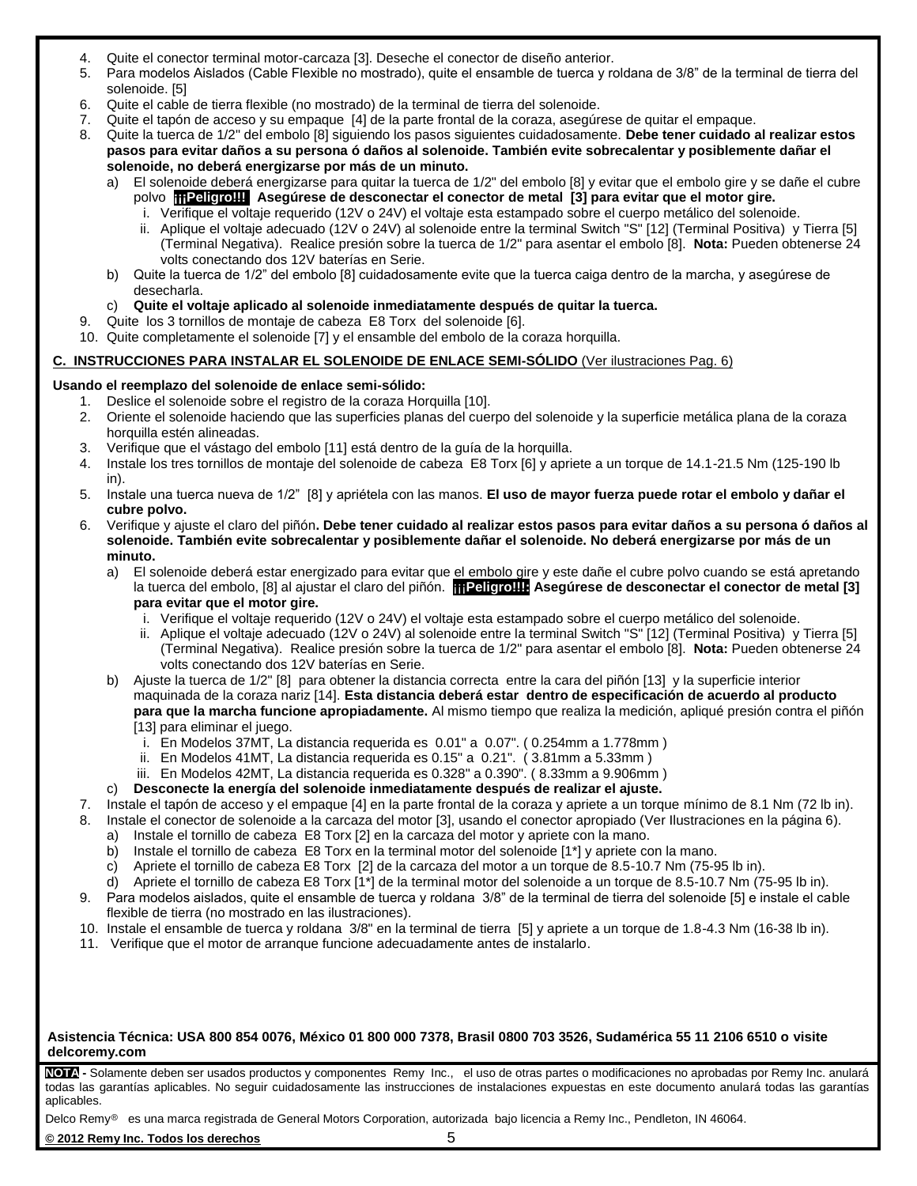4. Quite el conector terminal motor-carcaza [3]. Deseche el conector de diseño anterior.
5. Para modelos Aislados (Cable Flexible no mostrado), quite el ensamble de tuerca y roldana de 3/8" de la terminal de tierra del solenoide. [5]
6. Quite el cable de tierra flexible (no mostrado) de la terminal de tierra del solenoide.
7. Quite el tapón de acceso y su empaque [4] de la parte frontal de la coraza, asegúrese de quitar el empaque.
8. Quite la tuerca de 1/2" del embolo [8] siguiendo los pasos siguientes cuidadosamente. **Debe tener cuidado al realizar estos pasos para evitar daños a su persona ó daños al solenoide. También evite sobrecalentar y posiblemente dañar el solenoide, no deberá energizarse por más de un minuto.**
   a) El solenoide deberá energizarse para quitar la tuerca de 1/2" del embolo [8] y evitar que el embolo gire y se dañe el cubre polvo **¡¡¡Peligro!!! Asegúrese de desconectar el conector de metal [3] para evitar que el motor gire.**
      i. Verifique el voltaje requerido (12V o 24V) el voltaje esta estampado sobre el cuerpo metálico del solenoide.
      ii. Aplique el voltaje adecuado (12V o 24V) al solenoide entre la terminal Switch "S" [12] (Terminal Positiva) y Tierra [5] (Terminal Negativa). Realice presión sobre la tuerca de 1/2" para asentar el embolo [8]. **Nota:** Pueden obtenerse 24 volts conectando dos 12V baterías en Serie.
   b) Quite la tuerca de 1/2" del embolo [8] cuidadosamente evite que la tuerca caiga dentro de la marcha, y asegúrese de desecharla.
   c) **Quite el voltaje aplicado al solenoide inmediatamente después de quitar la tuerca.**
9. Quite los 3 tornillos de montaje de cabeza E8 Torx del solenoide [6].
10. Quite completamente el solenoide [7] y el ensamble del embolo de la coraza horquilla.

## C. INSTRUCCIONES PARA INSTALAR EL SOLENOIDE DE ENLACE SEMI-SÓLIDO (Ver ilustraciones Pag. 6)

**Usando el reemplazo del solenoide de enlace semi-sólido:**

1. Deslice el solenoide sobre el registro de la coraza Horquilla [10].
2. Oriente el solenoide haciendo que las superficies planas del cuerpo del solenoide y la superficie metálica plana de la coraza horquilla estén alineadas.
3. Verifique que el vástago del embolo [11] está dentro de la guía de la horquilla.
4. Instale los tres tornillos de montaje del solenoide de cabeza E8 Torx [6] y apriete a un torque de 14.1-21.5 Nm (125-190 lb in).
5. Instale una tuerca nueva de 1/2" [8] y apriétela con las manos. **El uso de mayor fuerza puede rotar el embolo y dañar el cubre polvo.**
6. Verifique y ajuste el claro del piñón**. Debe tener cuidado al realizar estos pasos para evitar daños a su persona ó daños al solenoide. También evite sobrecalentar y posiblemente dañar el solenoide. No deberá energizarse por más de un minuto.**
   a) El solenoide deberá estar energizado para evitar que el embolo gire y este dañe el cubre polvo cuando se está apretando la tuerca del embolo, [8] al ajustar el claro del piñón. **¡¡¡Peligro!!!: Asegúrese de desconectar el conector de metal [3] para evitar que el motor gire.**
      i. Verifique el voltaje requerido (12V o 24V) el voltaje esta estampado sobre el cuerpo metálico del solenoide.
      ii. Aplique el voltaje adecuado (12V o 24V) al solenoide entre la terminal Switch "S" [12] (Terminal Positiva) y Tierra [5] (Terminal Negativa). Realice presión sobre la tuerca de 1/2" para asentar el embolo [8]. **Nota:** Pueden obtenerse 24 volts conectando dos 12V baterías en Serie.
   b) Ajuste la tuerca de 1/2" [8] para obtener la distancia correcta entre la cara del piñón [13] y la superficie interior maquinada de la coraza nariz [14]. **Esta distancia deberá estar dentro de especificación de acuerdo al producto para que la marcha funcione apropiadamente.** Al mismo tiempo que realiza la medición, apliqué presión contra el piñón [13] para eliminar el juego.
      i. En Modelos 37MT, La distancia requerida es 0.01" a 0.07". ( 0.254mm a 1.778mm )
      ii. En Modelos 41MT, La distancia requerida es 0.15" a 0.21". ( 3.81mm a 5.33mm )
      iii. En Modelos 42MT, La distancia requerida es 0.328" a 0.390". ( 8.33mm a 9.906mm )
   c) **Desconecte la energía del solenoide inmediatamente después de realizar el ajuste.**
7. Instale el tapón de acceso y el empaque [4] en la parte frontal de la coraza y apriete a un torque mínimo de 8.1 Nm (72 lb in).
8. Instale el conector de solenoide a la carcaza del motor [3], usando el conector apropiado (Ver Ilustraciones en la página 6).
   a) Instale el tornillo de cabeza E8 Torx [2] en la carcaza del motor y apriete con la mano.
   b) Instale el tornillo de cabeza E8 Torx en la terminal motor del solenoide [1*] y apriete con la mano.
   c) Apriete el tornillo de cabeza E8 Torx [2] de la carcaza del motor a un torque de 8.5-10.7 Nm (75-95 lb in).
   d) Apriete el tornillo de cabeza E8 Torx [1*] de la terminal motor del solenoide a un torque de 8.5-10.7 Nm (75-95 lb in).
9. Para modelos aislados, quite el ensamble de tuerca y roldana 3/8" de la terminal de tierra del solenoide [5] e instale el cable flexible de tierra (no mostrado en las ilustraciones).
10. Instale el ensamble de tuerca y roldana 3/8" en la terminal de tierra [5] y apriete a un torque de 1.8-4.3 Nm (16-38 lb in).
11. Verifique que el motor de arranque funcione adecuadamente antes de instalarlo.

**Asistencia Técnica: USA 800 854 0076, México 01 800 000 7378, Brasil 0800 703 3526, Sudamérica 55 11 2106 6510 o visite delcoremy.com**

**NOTA** - Solamente deben ser usados productos y componentes Remy Inc., el uso de otras partes o modificaciones no aprobadas por Remy Inc. anulará todas las garantías aplicables. No seguir cuidadosamente las instrucciones de instalaciones expuestas en este documento anulará todas las garantías aplicables.

Delco Remy® es una marca registrada de General Motors Corporation, autorizada bajo licencia a Remy Inc., Pendleton, IN 46064.

**© 2012 Remy Inc. Todos los derechos**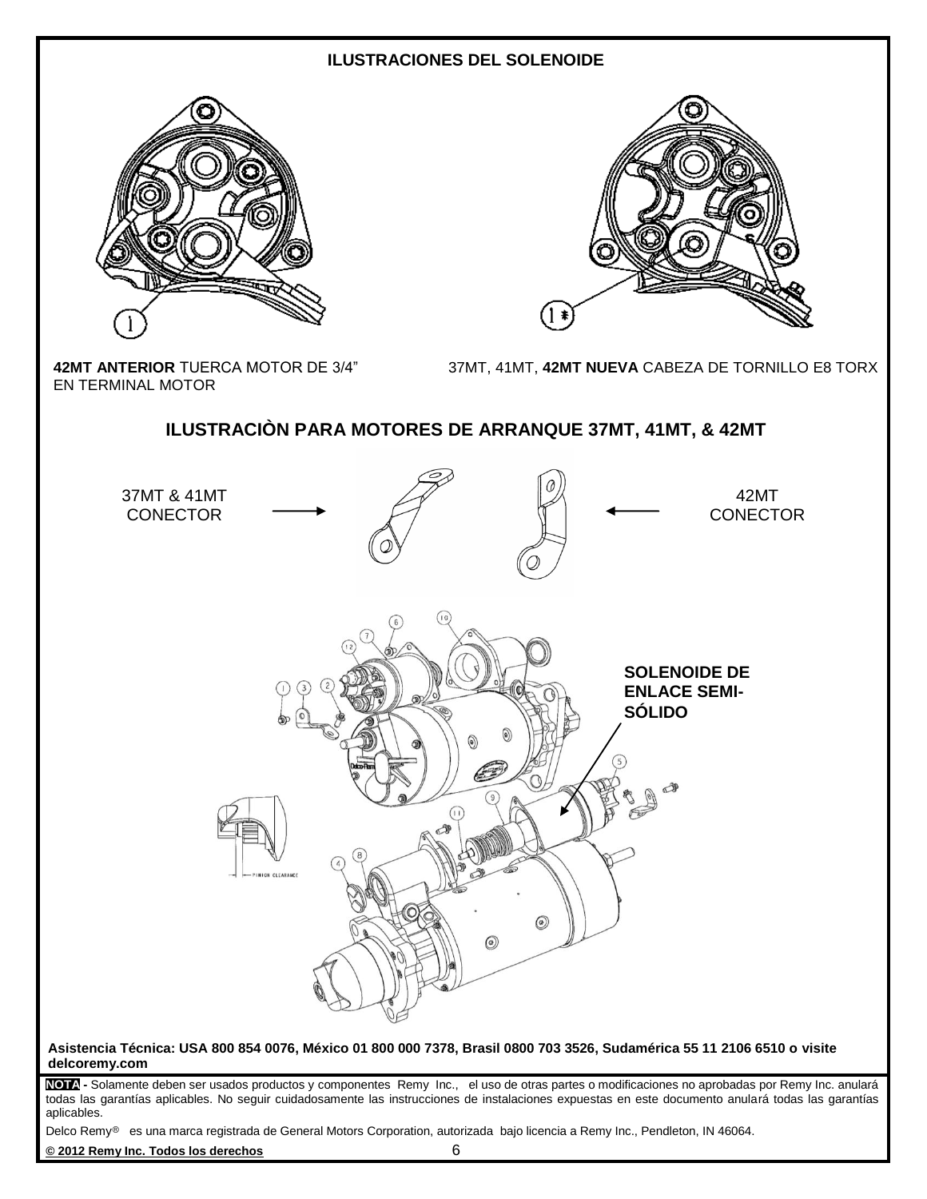## ILUSTRACIONES DEL SOLENOIDE

**42MT ANTERIOR** TUERCA MOTOR DE 3/4" EN TERMINAL MOTOR

37MT, 41MT, **42MT NUEVA** CABEZA DE TORNILLO E8 TORX

## ILUSTRACIÒN PARA MOTORES DE ARRANQUE 37MT, 41MT, & 42MT

37MT & 41MT CONECTOR

42MT CONECTOR

**SOLENOIDE DE ENLACE SEMI-SÓLIDO**

**Asistencia Técnica: USA 800 854 0076, México 01 800 000 7378, Brasil 0800 703 3526, Sudamérica 55 11 2106 6510 o visite delcoremy.com**

**NOTA** - Solamente deben ser usados productos y componentes Remy Inc., el uso de otras partes o modificaciones no aprobadas por Remy Inc. anulará todas las garantías aplicables. No seguir cuidadosamente las instrucciones de instalaciones expuestas en este documento anulará todas las garantías aplicables.

Delco Remy® es una marca registrada de General Motors Corporation, autorizada bajo licencia a Remy Inc., Pendleton, IN 46064.

**© 2012 Remy Inc. Todos los derechos**